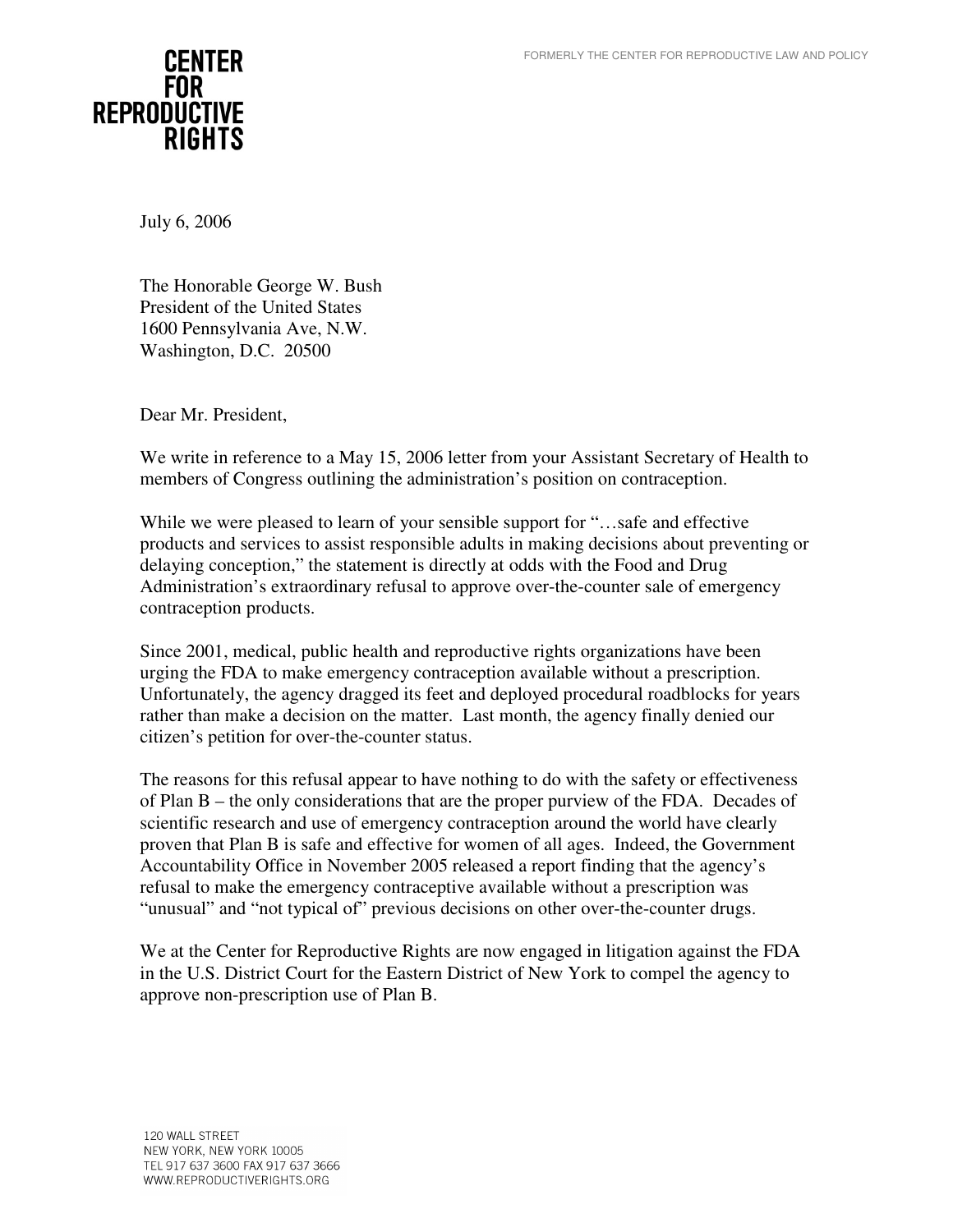**CENTER FOR REPRODUCTIVE RIGHTS**

FORMERLY THE CENTER FOR REPRODUCTIVE LAW AND POLICY

July 6, 2006

The Honorable George W. Bush
President of the United States
1600 Pennsylvania Ave, N.W.
Washington, D.C. 20500

Dear Mr. President,

We write in reference to a May 15, 2006 letter from your Assistant Secretary of Health to members of Congress outlining the administration's position on contraception.

While we were pleased to learn of your sensible support for "…safe and effective products and services to assist responsible adults in making decisions about preventing or delaying conception," the statement is directly at odds with the Food and Drug Administration's extraordinary refusal to approve over-the-counter sale of emergency contraception products.

Since 2001, medical, public health and reproductive rights organizations have been urging the FDA to make emergency contraception available without a prescription. Unfortunately, the agency dragged its feet and deployed procedural roadblocks for years rather than make a decision on the matter. Last month, the agency finally denied our citizen's petition for over-the-counter status.

The reasons for this refusal appear to have nothing to do with the safety or effectiveness of Plan B – the only considerations that are the proper purview of the FDA. Decades of scientific research and use of emergency contraception around the world have clearly proven that Plan B is safe and effective for women of all ages. Indeed, the Government Accountability Office in November 2005 released a report finding that the agency's refusal to make the emergency contraceptive available without a prescription was "unusual" and "not typical of" previous decisions on other over-the-counter drugs.

We at the Center for Reproductive Rights are now engaged in litigation against the FDA in the U.S. District Court for the Eastern District of New York to compel the agency to approve non-prescription use of Plan B.

120 WALL STREET
NEW YORK, NEW YORK 10005
TEL 917 637 3600 FAX 917 637 3666
WWW.REPRODUCTIVERIGHTS.ORG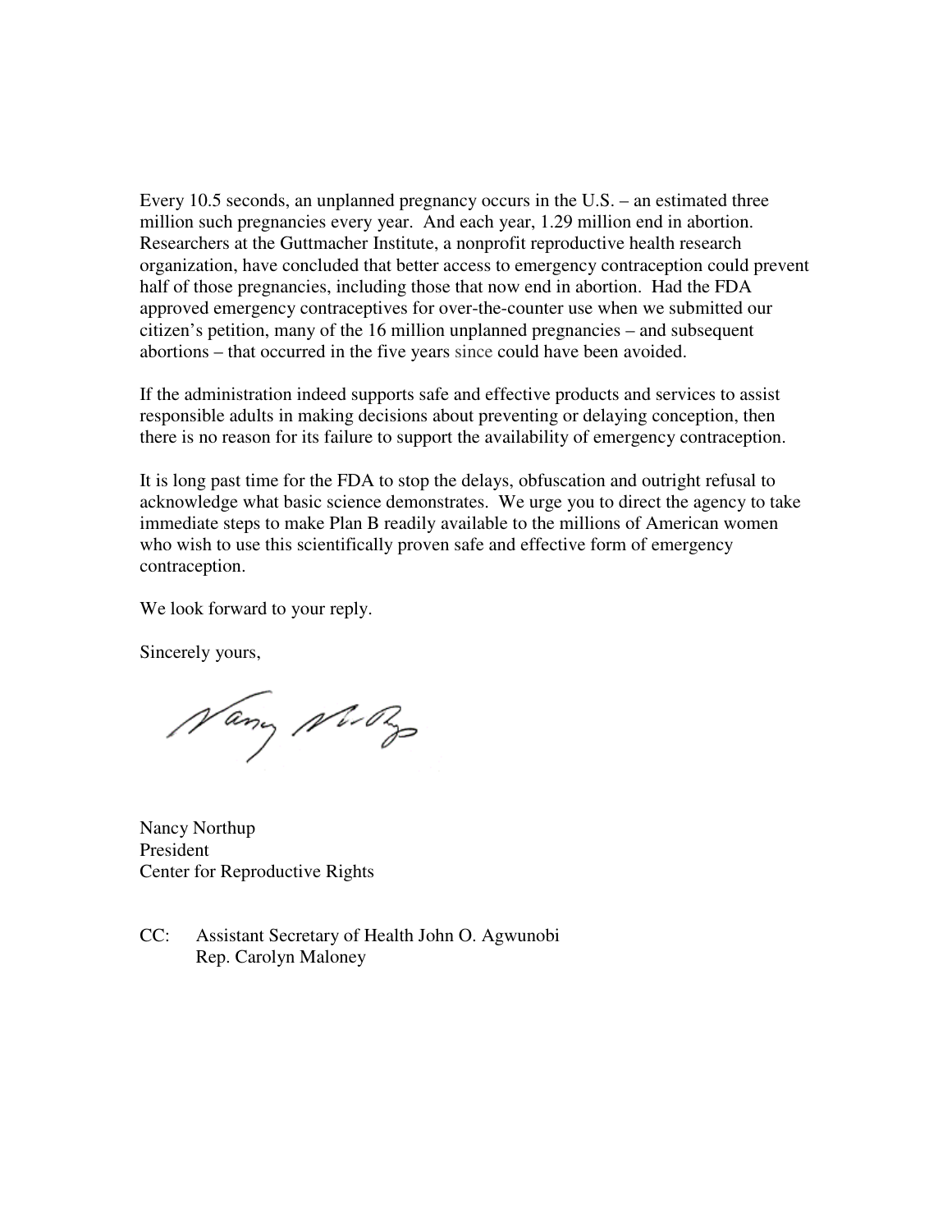Every 10.5 seconds, an unplanned pregnancy occurs in the U.S. – an estimated three million such pregnancies every year. And each year, 1.29 million end in abortion. Researchers at the Guttmacher Institute, a nonprofit reproductive health research organization, have concluded that better access to emergency contraception could prevent half of those pregnancies, including those that now end in abortion. Had the FDA approved emergency contraceptives for over-the-counter use when we submitted our citizen's petition, many of the 16 million unplanned pregnancies – and subsequent abortions – that occurred in the five years since could have been avoided.

If the administration indeed supports safe and effective products and services to assist responsible adults in making decisions about preventing or delaying conception, then there is no reason for its failure to support the availability of emergency contraception.

It is long past time for the FDA to stop the delays, obfuscation and outright refusal to acknowledge what basic science demonstrates. We urge you to direct the agency to take immediate steps to make Plan B readily available to the millions of American women who wish to use this scientifically proven safe and effective form of emergency contraception.

We look forward to your reply.

Sincerely yours,

Nancy Northup
President
Center for Reproductive Rights

CC: Assistant Secretary of Health John O. Agwunobi
Rep. Carolyn Maloney